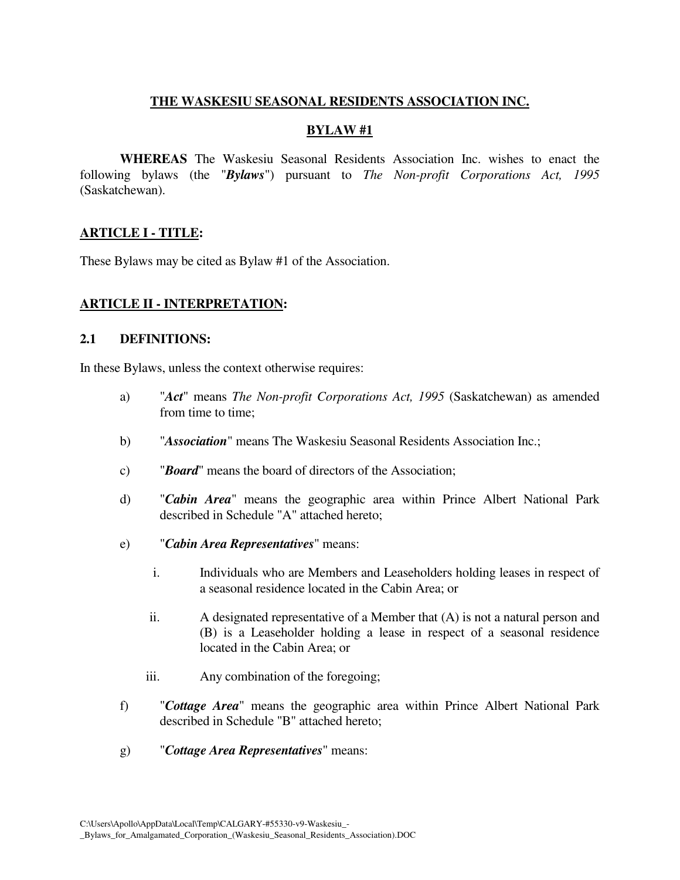# THE WASKESIU SEASONAL RESIDENTS ASSOCIATION INC.

## BYLAW #1

**WHEREAS** The Waskesiu Seasonal Residents Association Inc. wishes to enact the following bylaws (the "***Bylaws***") pursuant to *The Non-profit Corporations Act, 1995* (Saskatchewan).

## ARTICLE I - TITLE:

These Bylaws may be cited as Bylaw #1 of the Association.

## ARTICLE II - INTERPRETATION:

### 2.1 DEFINITIONS:

In these Bylaws, unless the context otherwise requires:

a) "***Act***" means *The Non-profit Corporations Act, 1995* (Saskatchewan) as amended from time to time;

b) "***Association***" means The Waskesiu Seasonal Residents Association Inc.;

c) "***Board***" means the board of directors of the Association;

d) "***Cabin Area***" means the geographic area within Prince Albert National Park described in Schedule "A" attached hereto;

e) "***Cabin Area Representatives***" means:

   i. Individuals who are Members and Leaseholders holding leases in respect of a seasonal residence located in the Cabin Area; or

   ii. A designated representative of a Member that (A) is not a natural person and (B) is a Leaseholder holding a lease in respect of a seasonal residence located in the Cabin Area; or

   iii. Any combination of the foregoing;

f) "***Cottage Area***" means the geographic area within Prince Albert National Park described in Schedule "B" attached hereto;

g) "***Cottage Area Representatives***" means: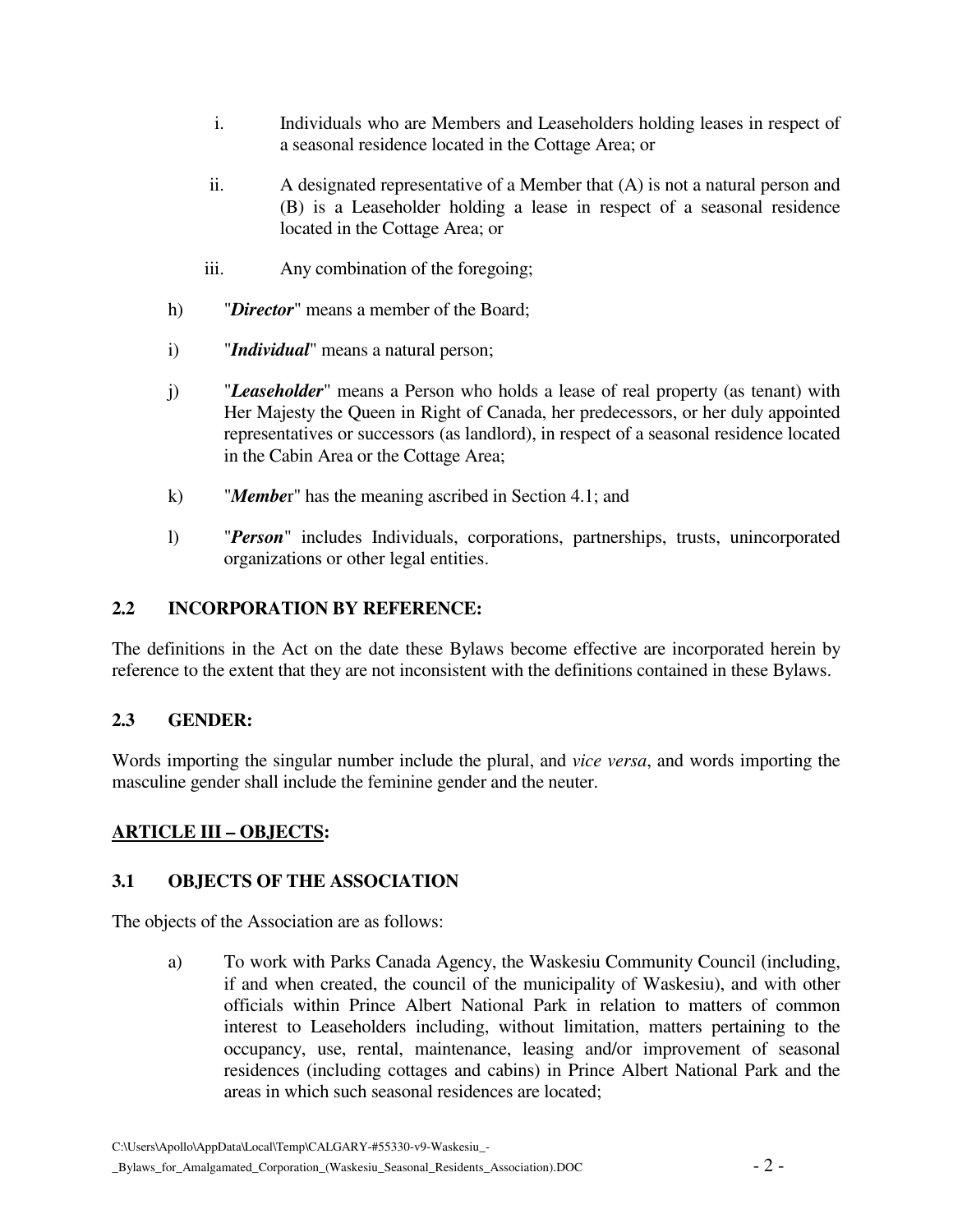i. Individuals who are Members and Leaseholders holding leases in respect of a seasonal residence located in the Cottage Area; or

ii. A designated representative of a Member that (A) is not a natural person and (B) is a Leaseholder holding a lease in respect of a seasonal residence located in the Cottage Area; or

iii. Any combination of the foregoing;

h) "***Director***" means a member of the Board;

i) "***Individual***" means a natural person;

j) "***Leaseholder***" means a Person who holds a lease of real property (as tenant) with Her Majesty the Queen in Right of Canada, her predecessors, or her duly appointed representatives or successors (as landlord), in respect of a seasonal residence located in the Cabin Area or the Cottage Area;

k) "***Membe***r" has the meaning ascribed in Section 4.1; and

l) "***Person***" includes Individuals, corporations, partnerships, trusts, unincorporated organizations or other legal entities.

### 2.2 INCORPORATION BY REFERENCE:

The definitions in the Act on the date these Bylaws become effective are incorporated herein by reference to the extent that they are not inconsistent with the definitions contained in these Bylaws.

### 2.3 GENDER:

Words importing the singular number include the plural, and *vice versa*, and words importing the masculine gender shall include the feminine gender and the neuter.

## ARTICLE III – OBJECTS:

### 3.1 OBJECTS OF THE ASSOCIATION

The objects of the Association are as follows:

a) To work with Parks Canada Agency, the Waskesiu Community Council (including, if and when created, the council of the municipality of Waskesiu), and with other officials within Prince Albert National Park in relation to matters of common interest to Leaseholders including, without limitation, matters pertaining to the occupancy, use, rental, maintenance, leasing and/or improvement of seasonal residences (including cottages and cabins) in Prince Albert National Park and the areas in which such seasonal residences are located;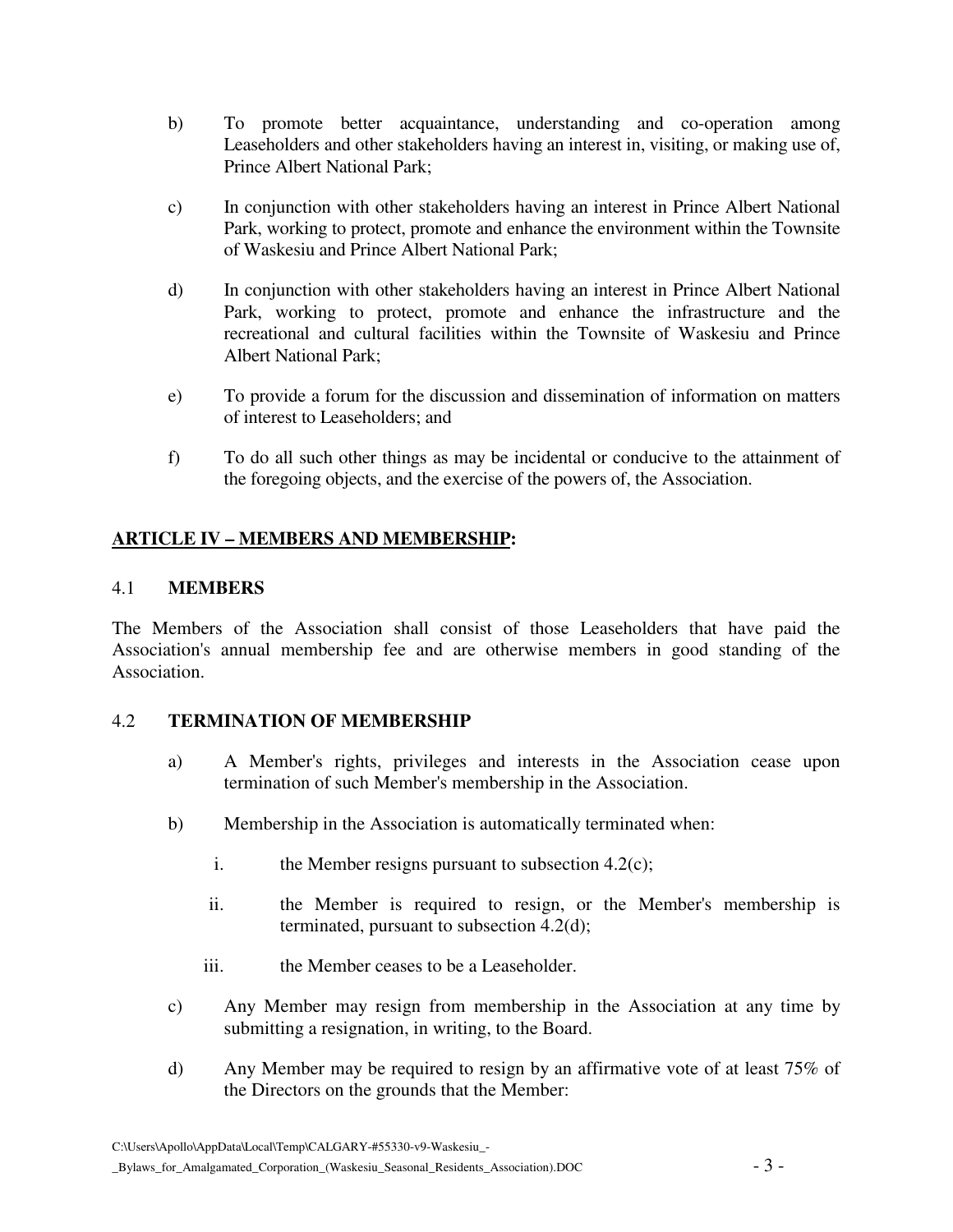b) To promote better acquaintance, understanding and co-operation among Leaseholders and other stakeholders having an interest in, visiting, or making use of, Prince Albert National Park;

c) In conjunction with other stakeholders having an interest in Prince Albert National Park, working to protect, promote and enhance the environment within the Townsite of Waskesiu and Prince Albert National Park;

d) In conjunction with other stakeholders having an interest in Prince Albert National Park, working to protect, promote and enhance the infrastructure and the recreational and cultural facilities within the Townsite of Waskesiu and Prince Albert National Park;

e) To provide a forum for the discussion and dissemination of information on matters of interest to Leaseholders; and

f) To do all such other things as may be incidental or conducive to the attainment of the foregoing objects, and the exercise of the powers of, the Association.

## ARTICLE IV – MEMBERS AND MEMBERSHIP:

### 4.1 MEMBERS

The Members of the Association shall consist of those Leaseholders that have paid the Association's annual membership fee and are otherwise members in good standing of the Association.

### 4.2 TERMINATION OF MEMBERSHIP

a) A Member's rights, privileges and interests in the Association cease upon termination of such Member's membership in the Association.

b) Membership in the Association is automatically terminated when:

   i. the Member resigns pursuant to subsection 4.2(c);

   ii. the Member is required to resign, or the Member's membership is terminated, pursuant to subsection 4.2(d);

   iii. the Member ceases to be a Leaseholder.

c) Any Member may resign from membership in the Association at any time by submitting a resignation, in writing, to the Board.

d) Any Member may be required to resign by an affirmative vote of at least 75% of the Directors on the grounds that the Member: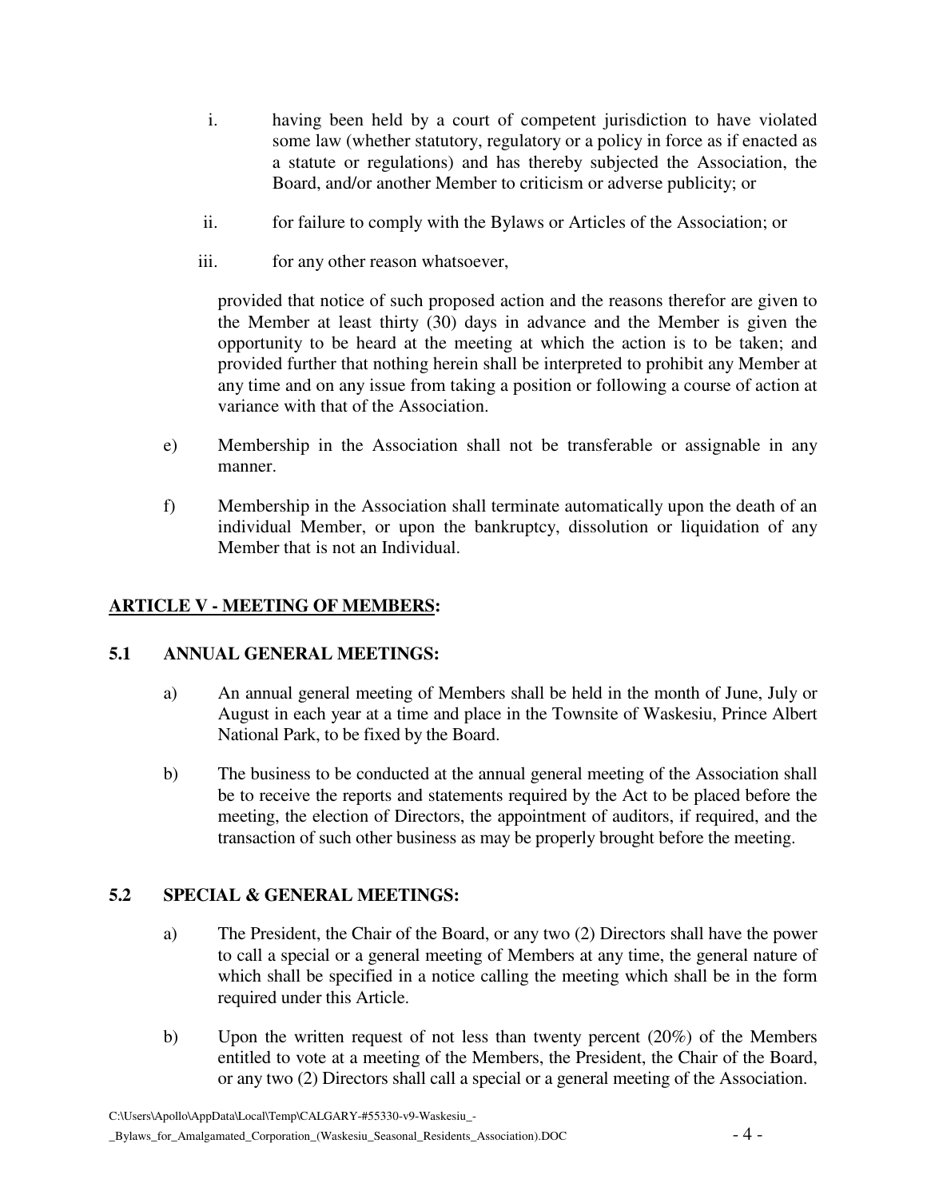i. having been held by a court of competent jurisdiction to have violated some law (whether statutory, regulatory or a policy in force as if enacted as a statute or regulations) and has thereby subjected the Association, the Board, and/or another Member to criticism or adverse publicity; or

ii. for failure to comply with the Bylaws or Articles of the Association; or

iii. for any other reason whatsoever,

provided that notice of such proposed action and the reasons therefor are given to the Member at least thirty (30) days in advance and the Member is given the opportunity to be heard at the meeting at which the action is to be taken; and provided further that nothing herein shall be interpreted to prohibit any Member at any time and on any issue from taking a position or following a course of action at variance with that of the Association.

e) Membership in the Association shall not be transferable or assignable in any manner.

f) Membership in the Association shall terminate automatically upon the death of an individual Member, or upon the bankruptcy, dissolution or liquidation of any Member that is not an Individual.

## **ARTICLE V - MEETING OF MEMBERS:**

### 5.1 ANNUAL GENERAL MEETINGS:

a) An annual general meeting of Members shall be held in the month of June, July or August in each year at a time and place in the Townsite of Waskesiu, Prince Albert National Park, to be fixed by the Board.

b) The business to be conducted at the annual general meeting of the Association shall be to receive the reports and statements required by the Act to be placed before the meeting, the election of Directors, the appointment of auditors, if required, and the transaction of such other business as may be properly brought before the meeting.

### 5.2 SPECIAL & GENERAL MEETINGS:

a) The President, the Chair of the Board, or any two (2) Directors shall have the power to call a special or a general meeting of Members at any time, the general nature of which shall be specified in a notice calling the meeting which shall be in the form required under this Article.

b) Upon the written request of not less than twenty percent (20%) of the Members entitled to vote at a meeting of the Members, the President, the Chair of the Board, or any two (2) Directors shall call a special or a general meeting of the Association.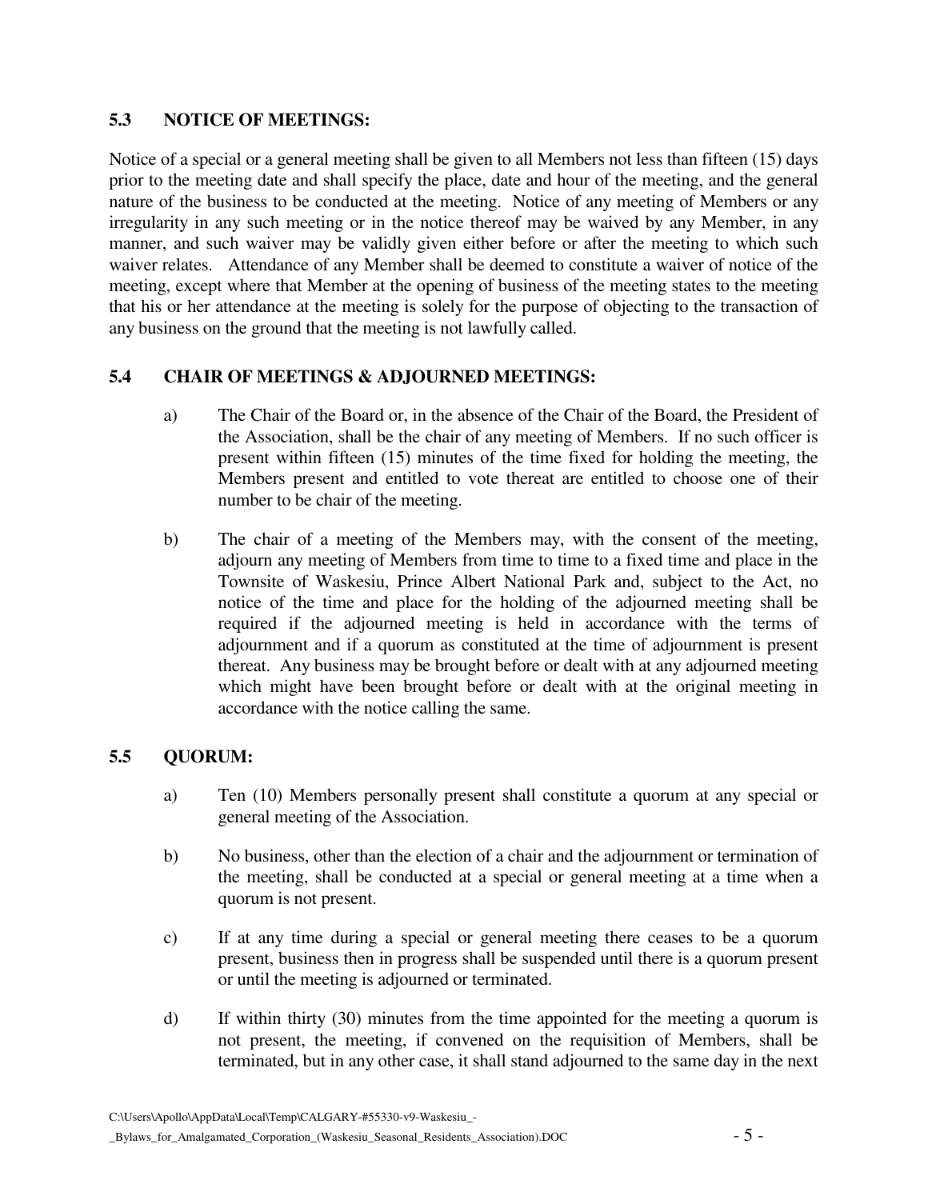### 5.3 NOTICE OF MEETINGS:

Notice of a special or a general meeting shall be given to all Members not less than fifteen (15) days prior to the meeting date and shall specify the place, date and hour of the meeting, and the general nature of the business to be conducted at the meeting. Notice of any meeting of Members or any irregularity in any such meeting or in the notice thereof may be waived by any Member, in any manner, and such waiver may be validly given either before or after the meeting to which such waiver relates. Attendance of any Member shall be deemed to constitute a waiver of notice of the meeting, except where that Member at the opening of business of the meeting states to the meeting that his or her attendance at the meeting is solely for the purpose of objecting to the transaction of any business on the ground that the meeting is not lawfully called.

### 5.4 CHAIR OF MEETINGS & ADJOURNED MEETINGS:

a) The Chair of the Board or, in the absence of the Chair of the Board, the President of the Association, shall be the chair of any meeting of Members. If no such officer is present within fifteen (15) minutes of the time fixed for holding the meeting, the Members present and entitled to vote thereat are entitled to choose one of their number to be chair of the meeting.

b) The chair of a meeting of the Members may, with the consent of the meeting, adjourn any meeting of Members from time to time to a fixed time and place in the Townsite of Waskesiu, Prince Albert National Park and, subject to the Act, no notice of the time and place for the holding of the adjourned meeting shall be required if the adjourned meeting is held in accordance with the terms of adjournment and if a quorum as constituted at the time of adjournment is present thereat. Any business may be brought before or dealt with at any adjourned meeting which might have been brought before or dealt with at the original meeting in accordance with the notice calling the same.

### 5.5 QUORUM:

a) Ten (10) Members personally present shall constitute a quorum at any special or general meeting of the Association.

b) No business, other than the election of a chair and the adjournment or termination of the meeting, shall be conducted at a special or general meeting at a time when a quorum is not present.

c) If at any time during a special or general meeting there ceases to be a quorum present, business then in progress shall be suspended until there is a quorum present or until the meeting is adjourned or terminated.

d) If within thirty (30) minutes from the time appointed for the meeting a quorum is not present, the meeting, if convened on the requisition of Members, shall be terminated, but in any other case, it shall stand adjourned to the same day in the next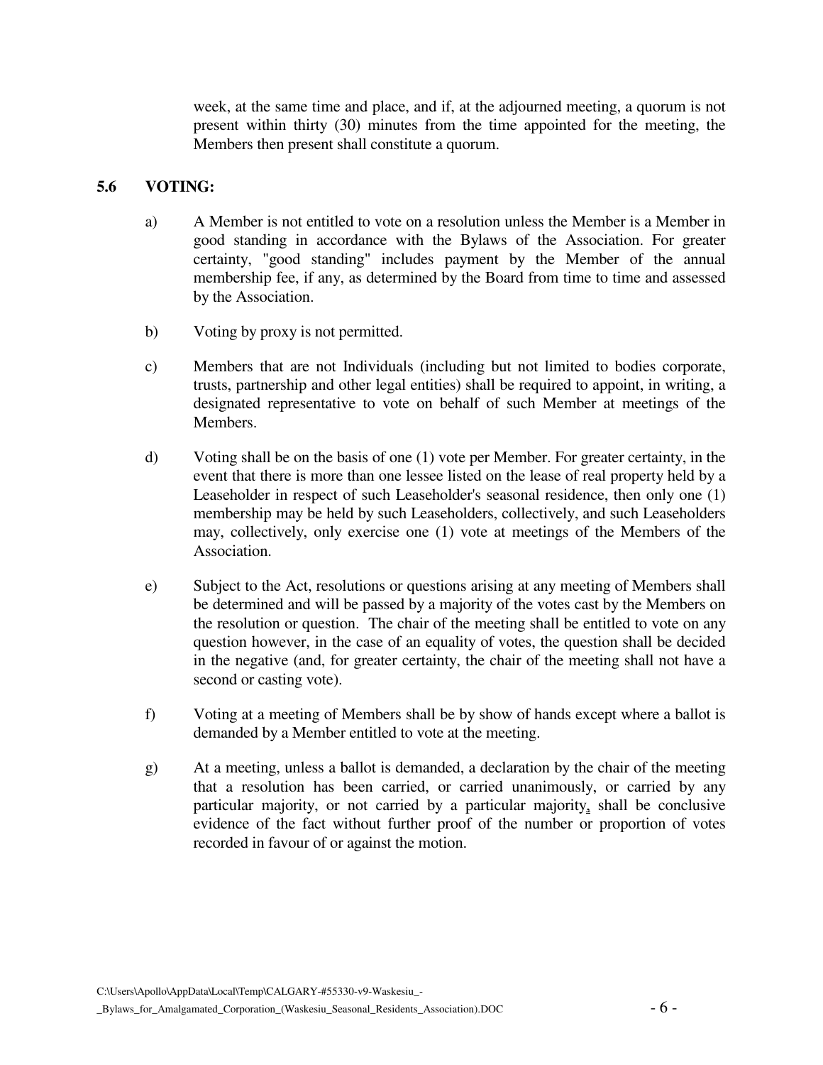week, at the same time and place, and if, at the adjourned meeting, a quorum is not present within thirty (30) minutes from the time appointed for the meeting, the Members then present shall constitute a quorum.

### 5.6 VOTING:

a) A Member is not entitled to vote on a resolution unless the Member is a Member in good standing in accordance with the Bylaws of the Association. For greater certainty, "good standing" includes payment by the Member of the annual membership fee, if any, as determined by the Board from time to time and assessed by the Association.

b) Voting by proxy is not permitted.

c) Members that are not Individuals (including but not limited to bodies corporate, trusts, partnership and other legal entities) shall be required to appoint, in writing, a designated representative to vote on behalf of such Member at meetings of the Members.

d) Voting shall be on the basis of one (1) vote per Member. For greater certainty, in the event that there is more than one lessee listed on the lease of real property held by a Leaseholder in respect of such Leaseholder's seasonal residence, then only one (1) membership may be held by such Leaseholders, collectively, and such Leaseholders may, collectively, only exercise one (1) vote at meetings of the Members of the Association.

e) Subject to the Act, resolutions or questions arising at any meeting of Members shall be determined and will be passed by a majority of the votes cast by the Members on the resolution or question. The chair of the meeting shall be entitled to vote on any question however, in the case of an equality of votes, the question shall be decided in the negative (and, for greater certainty, the chair of the meeting shall not have a second or casting vote).

f) Voting at a meeting of Members shall be by show of hands except where a ballot is demanded by a Member entitled to vote at the meeting.

g) At a meeting, unless a ballot is demanded, a declaration by the chair of the meeting that a resolution has been carried, or carried unanimously, or carried by any particular majority, or not carried by a particular majority, shall be conclusive evidence of the fact without further proof of the number or proportion of votes recorded in favour of or against the motion.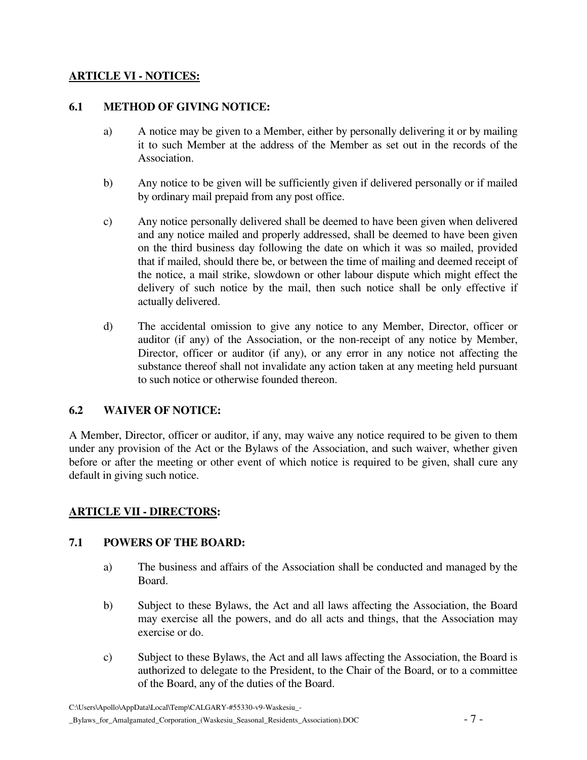## ARTICLE VI - NOTICES:

### 6.1 METHOD OF GIVING NOTICE:

a) A notice may be given to a Member, either by personally delivering it or by mailing it to such Member at the address of the Member as set out in the records of the Association.

b) Any notice to be given will be sufficiently given if delivered personally or if mailed by ordinary mail prepaid from any post office.

c) Any notice personally delivered shall be deemed to have been given when delivered and any notice mailed and properly addressed, shall be deemed to have been given on the third business day following the date on which it was so mailed, provided that if mailed, should there be, or between the time of mailing and deemed receipt of the notice, a mail strike, slowdown or other labour dispute which might effect the delivery of such notice by the mail, then such notice shall be only effective if actually delivered.

d) The accidental omission to give any notice to any Member, Director, officer or auditor (if any) of the Association, or the non-receipt of any notice by Member, Director, officer or auditor (if any), or any error in any notice not affecting the substance thereof shall not invalidate any action taken at any meeting held pursuant to such notice or otherwise founded thereon.

### 6.2 WAIVER OF NOTICE:

A Member, Director, officer or auditor, if any, may waive any notice required to be given to them under any provision of the Act or the Bylaws of the Association, and such waiver, whether given before or after the meeting or other event of which notice is required to be given, shall cure any default in giving such notice.

## ARTICLE VII - DIRECTORS:

### 7.1 POWERS OF THE BOARD:

a) The business and affairs of the Association shall be conducted and managed by the Board.

b) Subject to these Bylaws, the Act and all laws affecting the Association, the Board may exercise all the powers, and do all acts and things, that the Association may exercise or do.

c) Subject to these Bylaws, the Act and all laws affecting the Association, the Board is authorized to delegate to the President, to the Chair of the Board, or to a committee of the Board, any of the duties of the Board.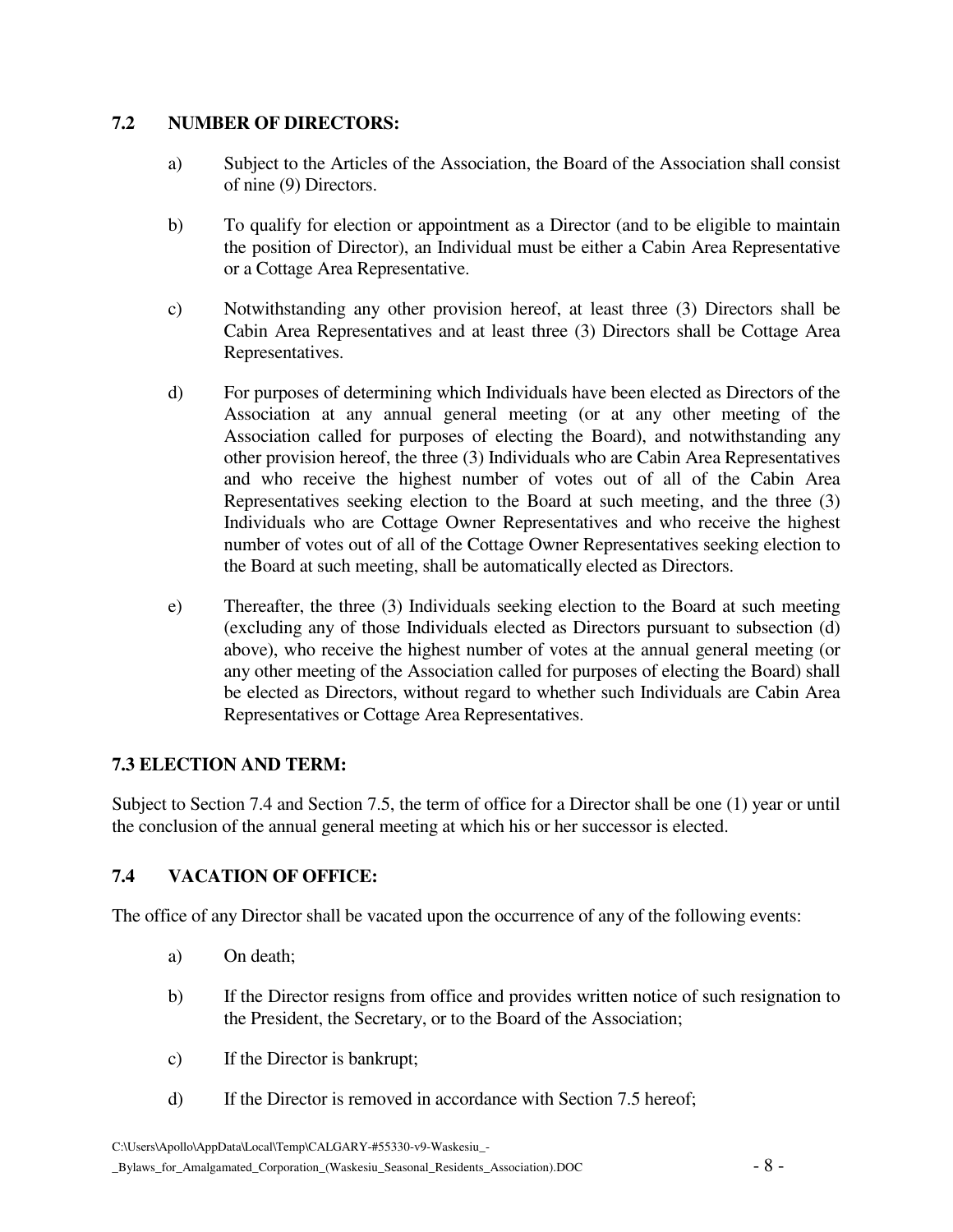**7.2 NUMBER OF DIRECTORS:**

a) Subject to the Articles of the Association, the Board of the Association shall consist of nine (9) Directors.

b) To qualify for election or appointment as a Director (and to be eligible to maintain the position of Director), an Individual must be either a Cabin Area Representative or a Cottage Area Representative.

c) Notwithstanding any other provision hereof, at least three (3) Directors shall be Cabin Area Representatives and at least three (3) Directors shall be Cottage Area Representatives.

d) For purposes of determining which Individuals have been elected as Directors of the Association at any annual general meeting (or at any other meeting of the Association called for purposes of electing the Board), and notwithstanding any other provision hereof, the three (3) Individuals who are Cabin Area Representatives and who receive the highest number of votes out of all of the Cabin Area Representatives seeking election to the Board at such meeting, and the three (3) Individuals who are Cottage Owner Representatives and who receive the highest number of votes out of all of the Cottage Owner Representatives seeking election to the Board at such meeting, shall be automatically elected as Directors.

e) Thereafter, the three (3) Individuals seeking election to the Board at such meeting (excluding any of those Individuals elected as Directors pursuant to subsection (d) above), who receive the highest number of votes at the annual general meeting (or any other meeting of the Association called for purposes of electing the Board) shall be elected as Directors, without regard to whether such Individuals are Cabin Area Representatives or Cottage Area Representatives.

**7.3 ELECTION AND TERM:**

Subject to Section 7.4 and Section 7.5, the term of office for a Director shall be one (1) year or until the conclusion of the annual general meeting at which his or her successor is elected.

**7.4 VACATION OF OFFICE:**

The office of any Director shall be vacated upon the occurrence of any of the following events:

a) On death;

b) If the Director resigns from office and provides written notice of such resignation to the President, the Secretary, or to the Board of the Association;

c) If the Director is bankrupt;

d) If the Director is removed in accordance with Section 7.5 hereof;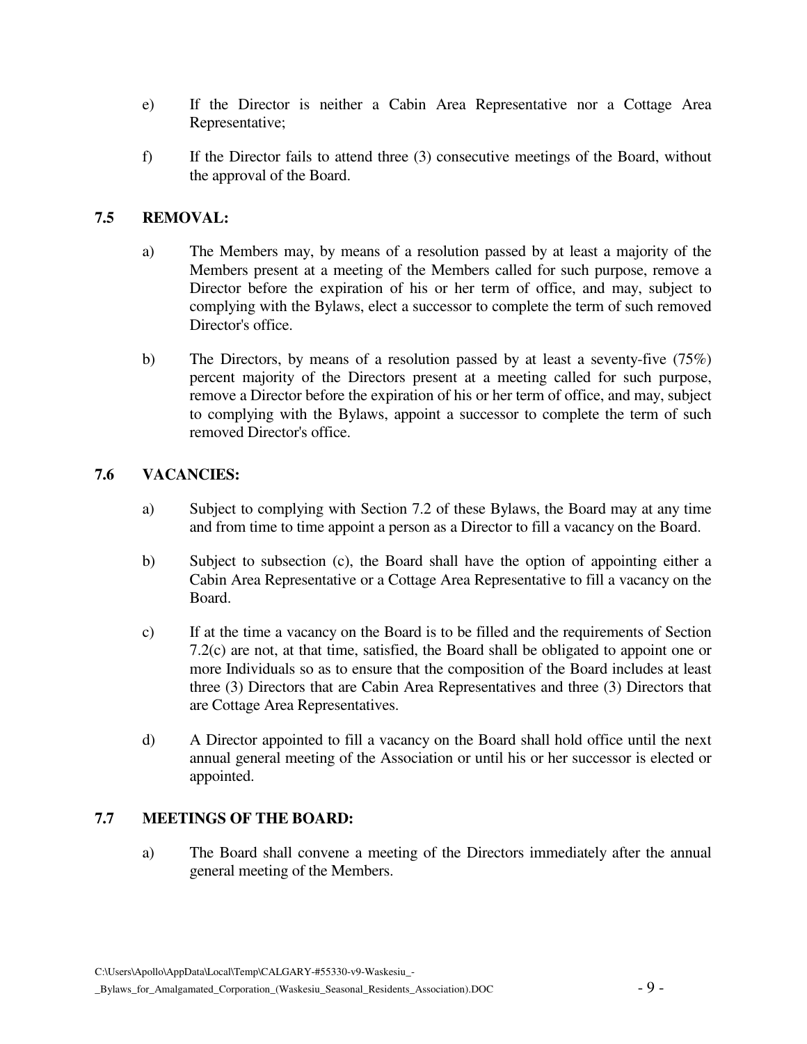e) If the Director is neither a Cabin Area Representative nor a Cottage Area Representative;

f) If the Director fails to attend three (3) consecutive meetings of the Board, without the approval of the Board.

## 7.5 REMOVAL:

a) The Members may, by means of a resolution passed by at least a majority of the Members present at a meeting of the Members called for such purpose, remove a Director before the expiration of his or her term of office, and may, subject to complying with the Bylaws, elect a successor to complete the term of such removed Director's office.

b) The Directors, by means of a resolution passed by at least a seventy-five (75%) percent majority of the Directors present at a meeting called for such purpose, remove a Director before the expiration of his or her term of office, and may, subject to complying with the Bylaws, appoint a successor to complete the term of such removed Director's office.

## 7.6 VACANCIES:

a) Subject to complying with Section 7.2 of these Bylaws, the Board may at any time and from time to time appoint a person as a Director to fill a vacancy on the Board.

b) Subject to subsection (c), the Board shall have the option of appointing either a Cabin Area Representative or a Cottage Area Representative to fill a vacancy on the Board.

c) If at the time a vacancy on the Board is to be filled and the requirements of Section 7.2(c) are not, at that time, satisfied, the Board shall be obligated to appoint one or more Individuals so as to ensure that the composition of the Board includes at least three (3) Directors that are Cabin Area Representatives and three (3) Directors that are Cottage Area Representatives.

d) A Director appointed to fill a vacancy on the Board shall hold office until the next annual general meeting of the Association or until his or her successor is elected or appointed.

## 7.7 MEETINGS OF THE BOARD:

a) The Board shall convene a meeting of the Directors immediately after the annual general meeting of the Members.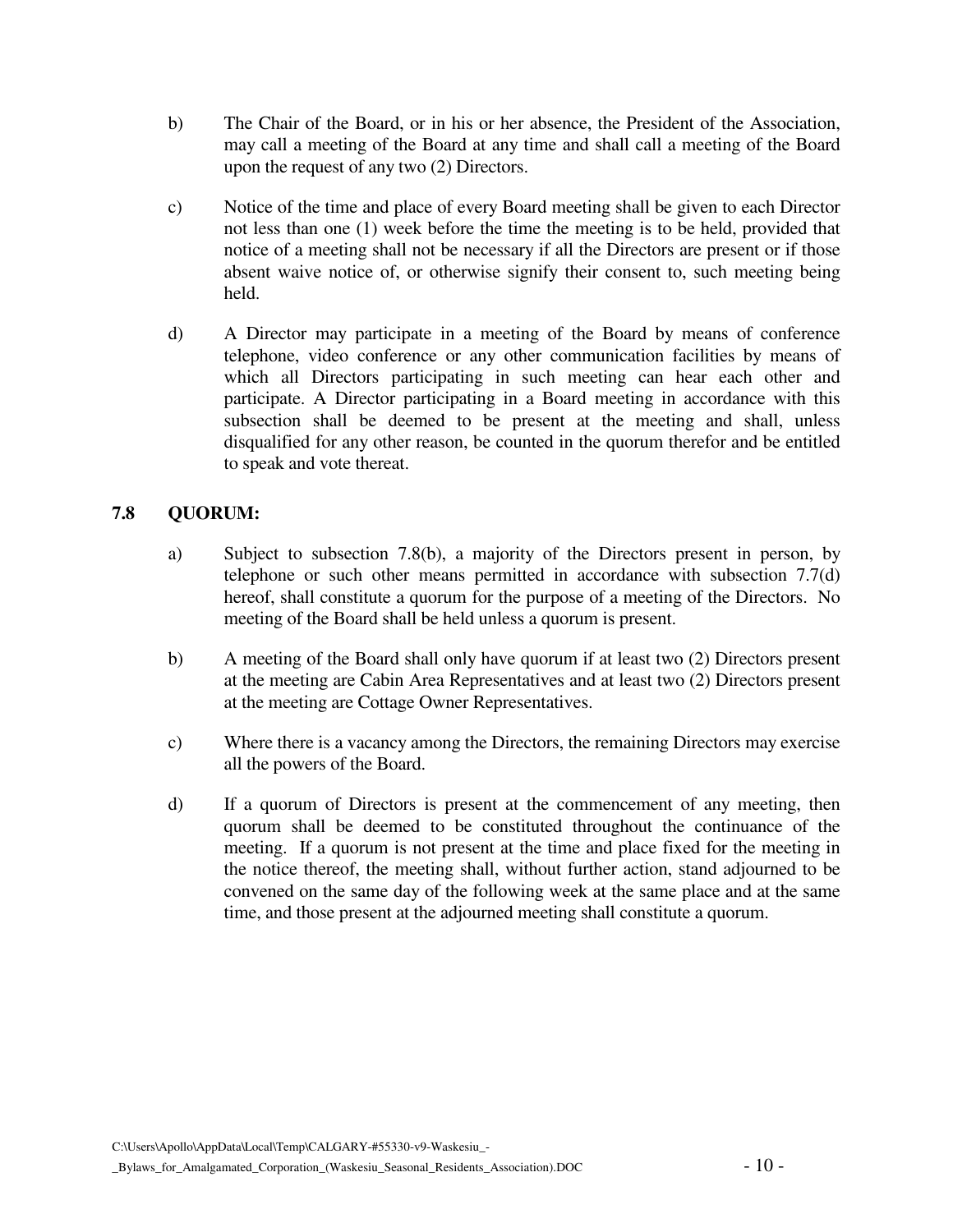b) The Chair of the Board, or in his or her absence, the President of the Association, may call a meeting of the Board at any time and shall call a meeting of the Board upon the request of any two (2) Directors.

c) Notice of the time and place of every Board meeting shall be given to each Director not less than one (1) week before the time the meeting is to be held, provided that notice of a meeting shall not be necessary if all the Directors are present or if those absent waive notice of, or otherwise signify their consent to, such meeting being held.

d) A Director may participate in a meeting of the Board by means of conference telephone, video conference or any other communication facilities by means of which all Directors participating in such meeting can hear each other and participate. A Director participating in a Board meeting in accordance with this subsection shall be deemed to be present at the meeting and shall, unless disqualified for any other reason, be counted in the quorum therefor and be entitled to speak and vote thereat.

## 7.8 QUORUM:

a) Subject to subsection 7.8(b), a majority of the Directors present in person, by telephone or such other means permitted in accordance with subsection 7.7(d) hereof, shall constitute a quorum for the purpose of a meeting of the Directors. No meeting of the Board shall be held unless a quorum is present.

b) A meeting of the Board shall only have quorum if at least two (2) Directors present at the meeting are Cabin Area Representatives and at least two (2) Directors present at the meeting are Cottage Owner Representatives.

c) Where there is a vacancy among the Directors, the remaining Directors may exercise all the powers of the Board.

d) If a quorum of Directors is present at the commencement of any meeting, then quorum shall be deemed to be constituted throughout the continuance of the meeting. If a quorum is not present at the time and place fixed for the meeting in the notice thereof, the meeting shall, without further action, stand adjourned to be convened on the same day of the following week at the same place and at the same time, and those present at the adjourned meeting shall constitute a quorum.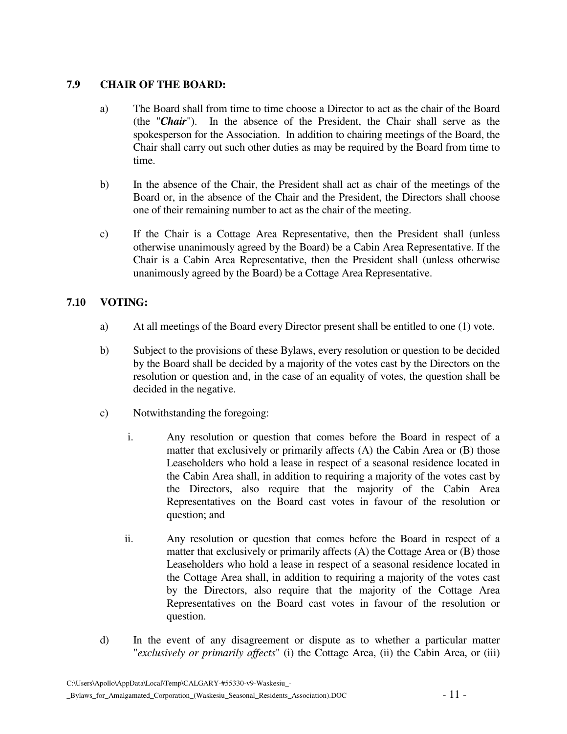### 7.9 CHAIR OF THE BOARD:

a) The Board shall from time to time choose a Director to act as the chair of the Board (the "***Chair***"). In the absence of the President, the Chair shall serve as the spokesperson for the Association. In addition to chairing meetings of the Board, the Chair shall carry out such other duties as may be required by the Board from time to time.

b) In the absence of the Chair, the President shall act as chair of the meetings of the Board or, in the absence of the Chair and the President, the Directors shall choose one of their remaining number to act as the chair of the meeting.

c) If the Chair is a Cottage Area Representative, then the President shall (unless otherwise unanimously agreed by the Board) be a Cabin Area Representative. If the Chair is a Cabin Area Representative, then the President shall (unless otherwise unanimously agreed by the Board) be a Cottage Area Representative.

### 7.10 VOTING:

a) At all meetings of the Board every Director present shall be entitled to one (1) vote.

b) Subject to the provisions of these Bylaws, every resolution or question to be decided by the Board shall be decided by a majority of the votes cast by the Directors on the resolution or question and, in the case of an equality of votes, the question shall be decided in the negative.

c) Notwithstanding the foregoing:

   i. Any resolution or question that comes before the Board in respect of a matter that exclusively or primarily affects (A) the Cabin Area or (B) those Leaseholders who hold a lease in respect of a seasonal residence located in the Cabin Area shall, in addition to requiring a majority of the votes cast by the Directors, also require that the majority of the Cabin Area Representatives on the Board cast votes in favour of the resolution or question; and

   ii. Any resolution or question that comes before the Board in respect of a matter that exclusively or primarily affects (A) the Cottage Area or (B) those Leaseholders who hold a lease in respect of a seasonal residence located in the Cottage Area shall, in addition to requiring a majority of the votes cast by the Directors, also require that the majority of the Cottage Area Representatives on the Board cast votes in favour of the resolution or question.

d) In the event of any disagreement or dispute as to whether a particular matter "*exclusively or primarily affects*" (i) the Cottage Area, (ii) the Cabin Area, or (iii)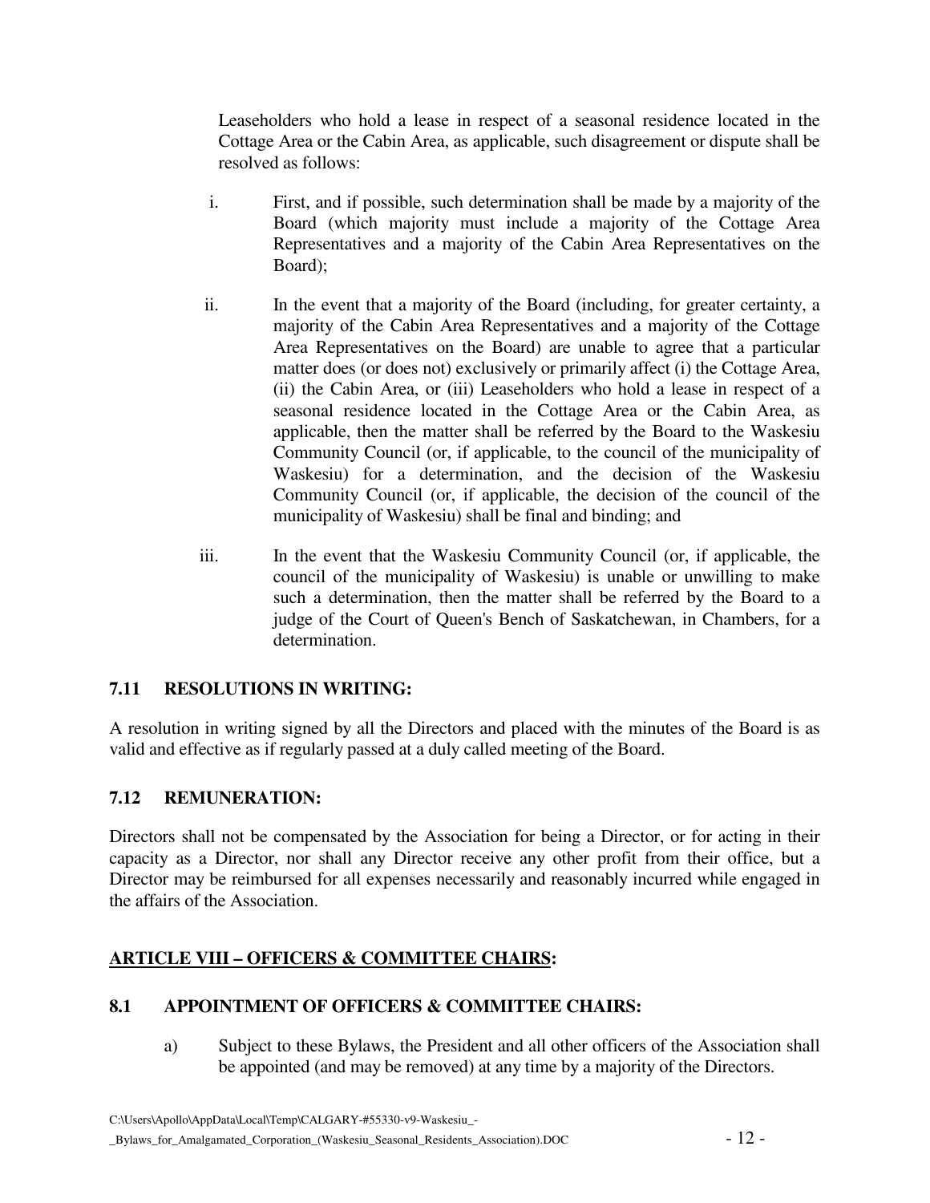Leaseholders who hold a lease in respect of a seasonal residence located in the Cottage Area or the Cabin Area, as applicable, such disagreement or dispute shall be resolved as follows:

i. First, and if possible, such determination shall be made by a majority of the Board (which majority must include a majority of the Cottage Area Representatives and a majority of the Cabin Area Representatives on the Board);

ii. In the event that a majority of the Board (including, for greater certainty, a majority of the Cabin Area Representatives and a majority of the Cottage Area Representatives on the Board) are unable to agree that a particular matter does (or does not) exclusively or primarily affect (i) the Cottage Area, (ii) the Cabin Area, or (iii) Leaseholders who hold a lease in respect of a seasonal residence located in the Cottage Area or the Cabin Area, as applicable, then the matter shall be referred by the Board to the Waskesiu Community Council (or, if applicable, to the council of the municipality of Waskesiu) for a determination, and the decision of the Waskesiu Community Council (or, if applicable, the decision of the council of the municipality of Waskesiu) shall be final and binding; and

iii. In the event that the Waskesiu Community Council (or, if applicable, the council of the municipality of Waskesiu) is unable or unwilling to make such a determination, then the matter shall be referred by the Board to a judge of the Court of Queen's Bench of Saskatchewan, in Chambers, for a determination.

### 7.11 RESOLUTIONS IN WRITING:

A resolution in writing signed by all the Directors and placed with the minutes of the Board is as valid and effective as if regularly passed at a duly called meeting of the Board.

### 7.12 REMUNERATION:

Directors shall not be compensated by the Association for being a Director, or for acting in their capacity as a Director, nor shall any Director receive any other profit from their office, but a Director may be reimbursed for all expenses necessarily and reasonably incurred while engaged in the affairs of the Association.

## ARTICLE VIII – OFFICERS & COMMITTEE CHAIRS:

### 8.1 APPOINTMENT OF OFFICERS & COMMITTEE CHAIRS:

a) Subject to these Bylaws, the President and all other officers of the Association shall be appointed (and may be removed) at any time by a majority of the Directors.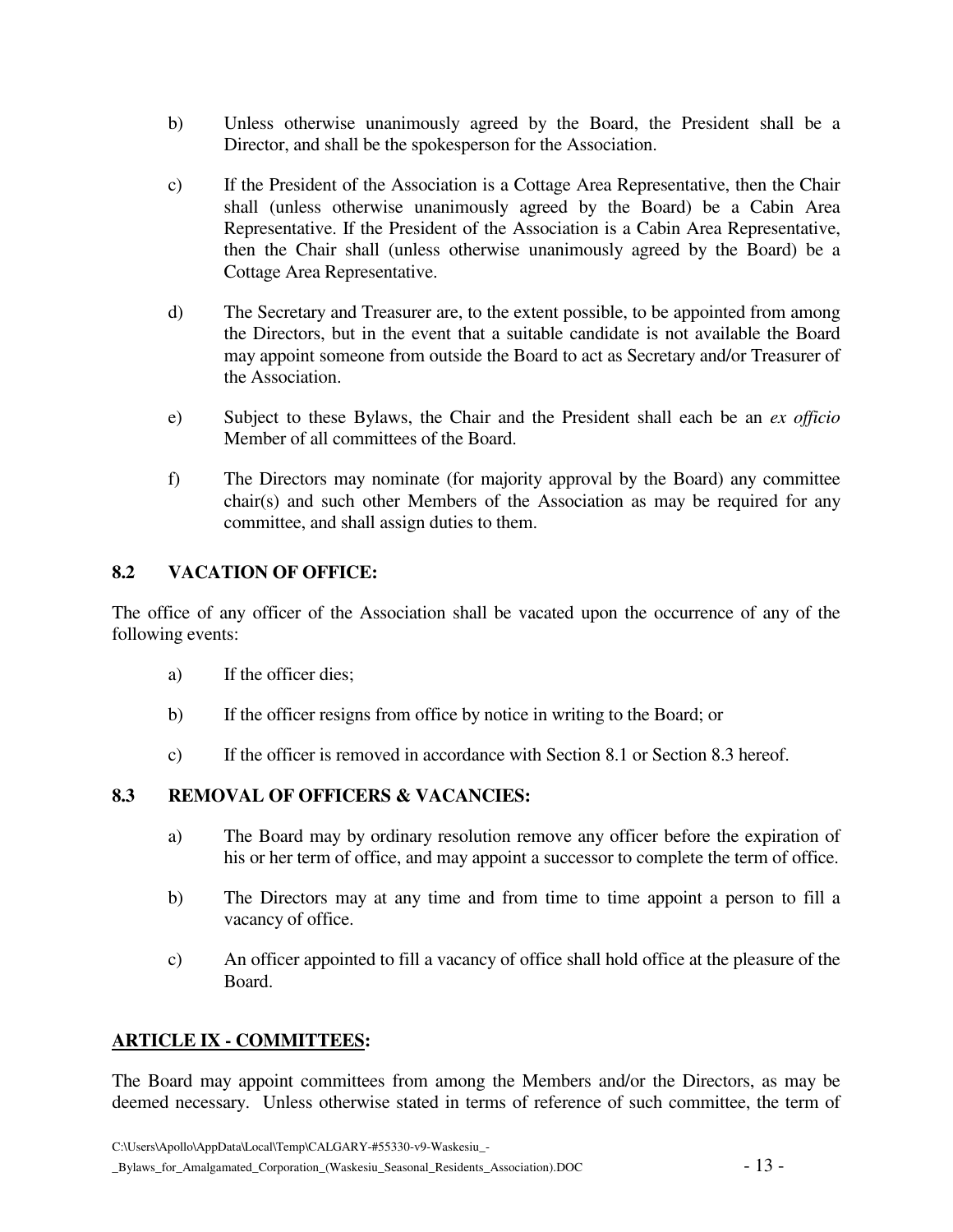b) Unless otherwise unanimously agreed by the Board, the President shall be a Director, and shall be the spokesperson for the Association.

c) If the President of the Association is a Cottage Area Representative, then the Chair shall (unless otherwise unanimously agreed by the Board) be a Cabin Area Representative. If the President of the Association is a Cabin Area Representative, then the Chair shall (unless otherwise unanimously agreed by the Board) be a Cottage Area Representative.

d) The Secretary and Treasurer are, to the extent possible, to be appointed from among the Directors, but in the event that a suitable candidate is not available the Board may appoint someone from outside the Board to act as Secretary and/or Treasurer of the Association.

e) Subject to these Bylaws, the Chair and the President shall each be an *ex officio* Member of all committees of the Board.

f) The Directors may nominate (for majority approval by the Board) any committee chair(s) and such other Members of the Association as may be required for any committee, and shall assign duties to them.

### 8.2 VACATION OF OFFICE:

The office of any officer of the Association shall be vacated upon the occurrence of any of the following events:

a) If the officer dies;

b) If the officer resigns from office by notice in writing to the Board; or

c) If the officer is removed in accordance with Section 8.1 or Section 8.3 hereof.

### 8.3 REMOVAL OF OFFICERS & VACANCIES:

a) The Board may by ordinary resolution remove any officer before the expiration of his or her term of office, and may appoint a successor to complete the term of office.

b) The Directors may at any time and from time to time appoint a person to fill a vacancy of office.

c) An officer appointed to fill a vacancy of office shall hold office at the pleasure of the Board.

## ARTICLE IX - COMMITTEES:

The Board may appoint committees from among the Members and/or the Directors, as may be deemed necessary. Unless otherwise stated in terms of reference of such committee, the term of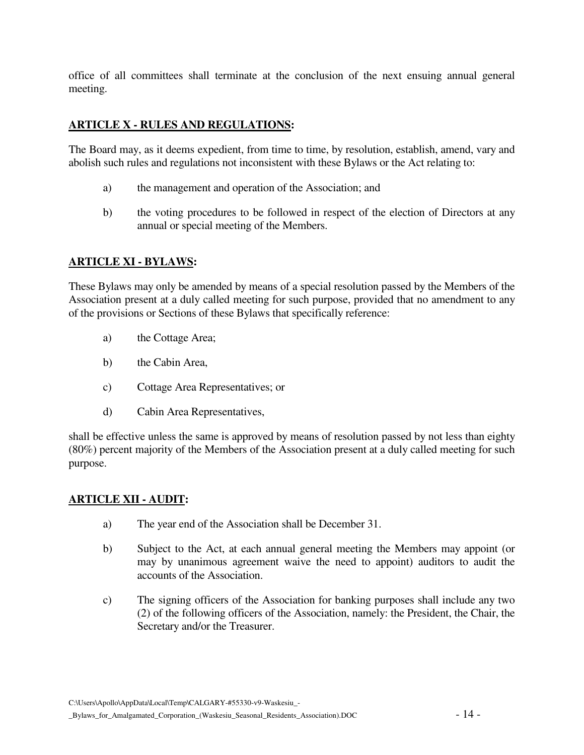office of all committees shall terminate at the conclusion of the next ensuing annual general meeting.

## **ARTICLE X - RULES AND REGULATIONS:**

The Board may, as it deems expedient, from time to time, by resolution, establish, amend, vary and abolish such rules and regulations not inconsistent with these Bylaws or the Act relating to:

a) the management and operation of the Association; and

b) the voting procedures to be followed in respect of the election of Directors at any annual or special meeting of the Members.

## **ARTICLE XI - BYLAWS:**

These Bylaws may only be amended by means of a special resolution passed by the Members of the Association present at a duly called meeting for such purpose, provided that no amendment to any of the provisions or Sections of these Bylaws that specifically reference:

a) the Cottage Area;

b) the Cabin Area,

c) Cottage Area Representatives; or

d) Cabin Area Representatives,

shall be effective unless the same is approved by means of resolution passed by not less than eighty (80%) percent majority of the Members of the Association present at a duly called meeting for such purpose.

## **ARTICLE XII - AUDIT:**

a) The year end of the Association shall be December 31.

b) Subject to the Act, at each annual general meeting the Members may appoint (or may by unanimous agreement waive the need to appoint) auditors to audit the accounts of the Association.

c) The signing officers of the Association for banking purposes shall include any two (2) of the following officers of the Association, namely: the President, the Chair, the Secretary and/or the Treasurer.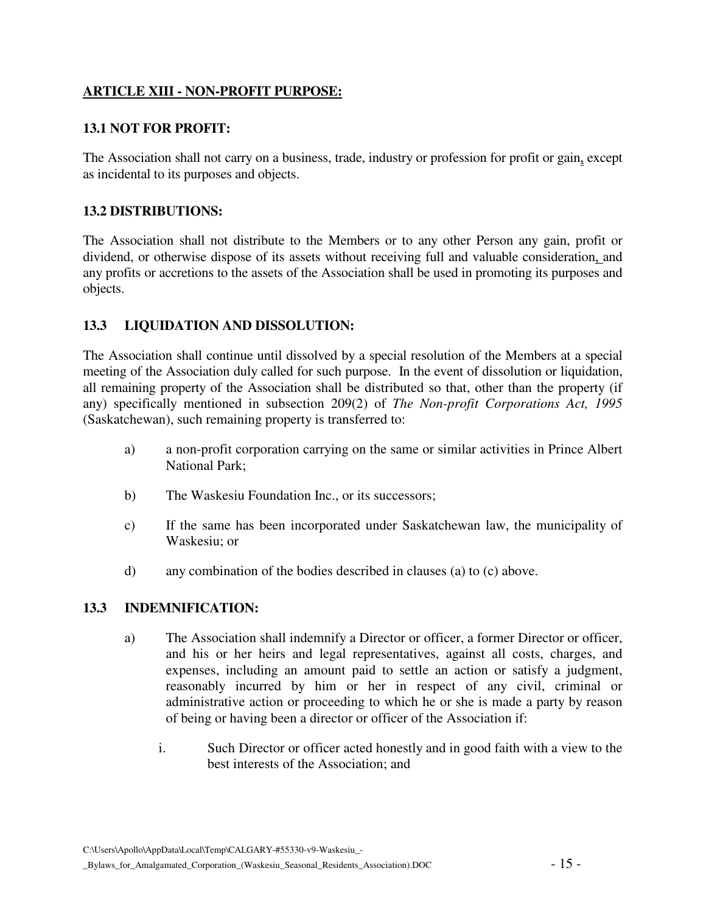## ARTICLE XIII - NON-PROFIT PURPOSE:

### 13.1 NOT FOR PROFIT:

The Association shall not carry on a business, trade, industry or profession for profit or gain, except as incidental to its purposes and objects.

### 13.2 DISTRIBUTIONS:

The Association shall not distribute to the Members or to any other Person any gain, profit or dividend, or otherwise dispose of its assets without receiving full and valuable consideration, and any profits or accretions to the assets of the Association shall be used in promoting its purposes and objects.

### 13.3 LIQUIDATION AND DISSOLUTION:

The Association shall continue until dissolved by a special resolution of the Members at a special meeting of the Association duly called for such purpose. In the event of dissolution or liquidation, all remaining property of the Association shall be distributed so that, other than the property (if any) specifically mentioned in subsection 209(2) of *The Non-profit Corporations Act, 1995* (Saskatchewan), such remaining property is transferred to:

a) a non-profit corporation carrying on the same or similar activities in Prince Albert National Park;

b) The Waskesiu Foundation Inc., or its successors;

c) If the same has been incorporated under Saskatchewan law, the municipality of Waskesiu; or

d) any combination of the bodies described in clauses (a) to (c) above.

### 13.3 INDEMNIFICATION:

a) The Association shall indemnify a Director or officer, a former Director or officer, and his or her heirs and legal representatives, against all costs, charges, and expenses, including an amount paid to settle an action or satisfy a judgment, reasonably incurred by him or her in respect of any civil, criminal or administrative action or proceeding to which he or she is made a party by reason of being or having been a director or officer of the Association if:

   i. Such Director or officer acted honestly and in good faith with a view to the best interests of the Association; and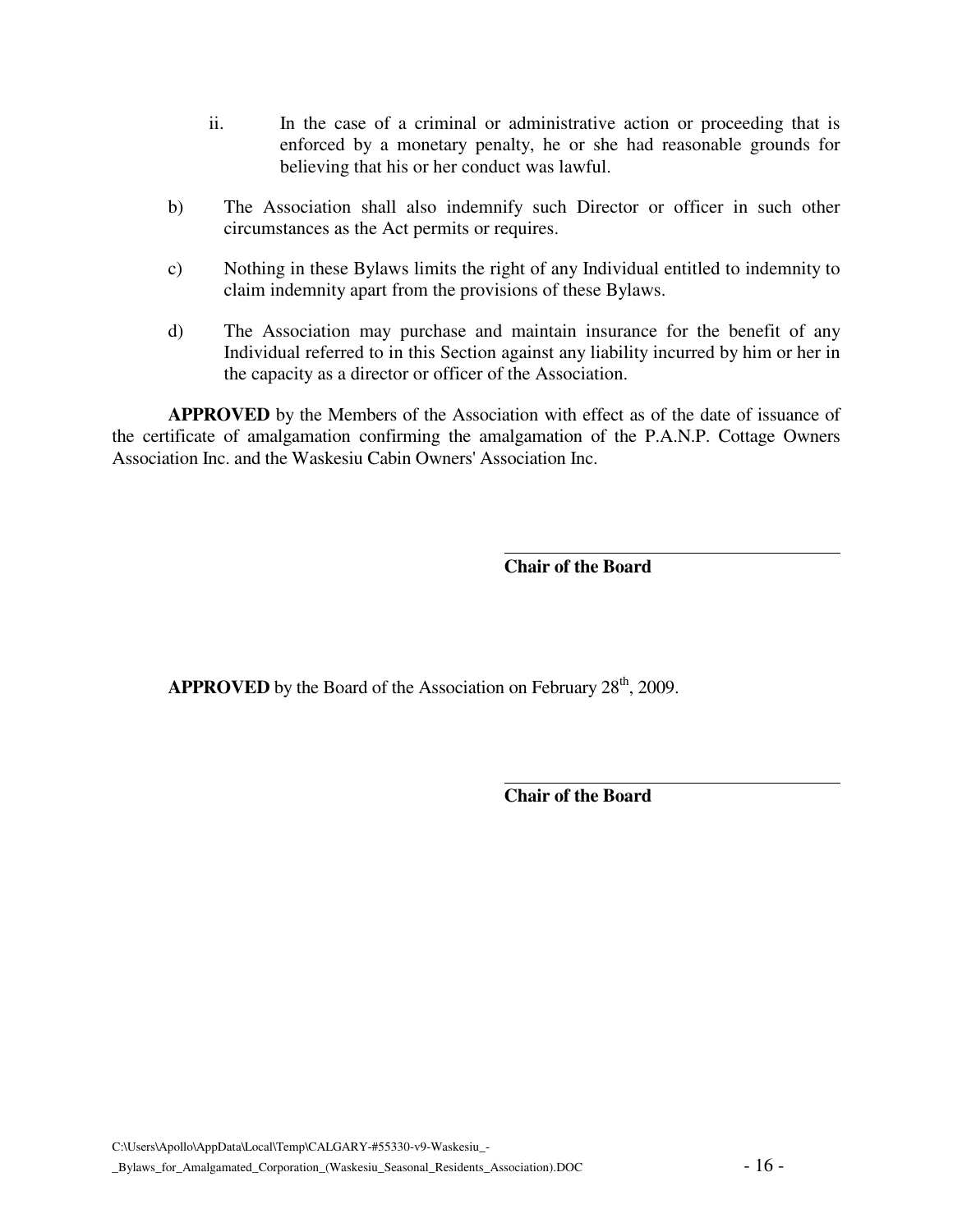ii. In the case of a criminal or administrative action or proceeding that is enforced by a monetary penalty, he or she had reasonable grounds for believing that his or her conduct was lawful.

b) The Association shall also indemnify such Director or officer in such other circumstances as the Act permits or requires.

c) Nothing in these Bylaws limits the right of any Individual entitled to indemnity to claim indemnity apart from the provisions of these Bylaws.

d) The Association may purchase and maintain insurance for the benefit of any Individual referred to in this Section against any liability incurred by him or her in the capacity as a director or officer of the Association.

**APPROVED** by the Members of the Association with effect as of the date of issuance of the certificate of amalgamation confirming the amalgamation of the P.A.N.P. Cottage Owners Association Inc. and the Waskesiu Cabin Owners' Association Inc.

\_\_\_\_\_\_\_\_\_\_\_\_\_\_\_\_\_\_\_\_\_\_\_\_\_\_\_\_\_\_\_\_\_\_\_\_\_\_\_\_

**Chair of the Board**

**APPROVED** by the Board of the Association on February 28th, 2009.

\_\_\_\_\_\_\_\_\_\_\_\_\_\_\_\_\_\_\_\_\_\_\_\_\_\_\_\_\_\_\_\_\_\_\_\_\_\_\_\_

**Chair of the Board**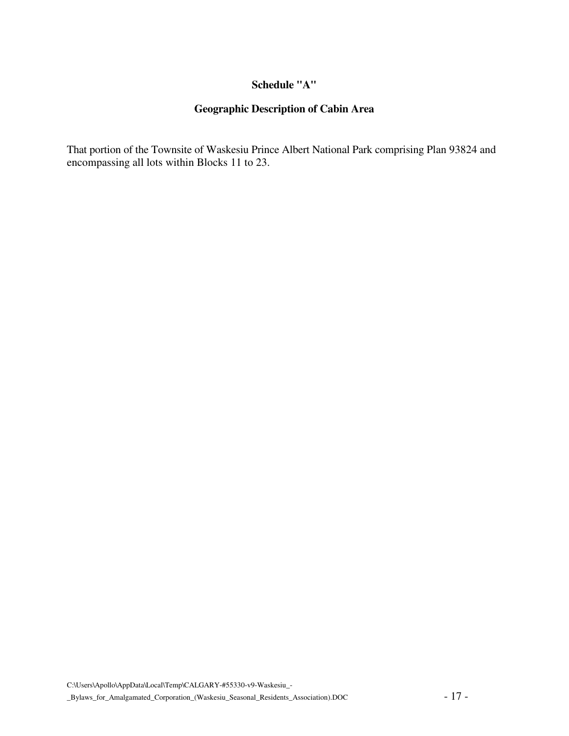**Schedule "A"**

**Geographic Description of Cabin Area**

That portion of the Townsite of Waskesiu Prince Albert National Park comprising Plan 93824 and encompassing all lots within Blocks 11 to 23.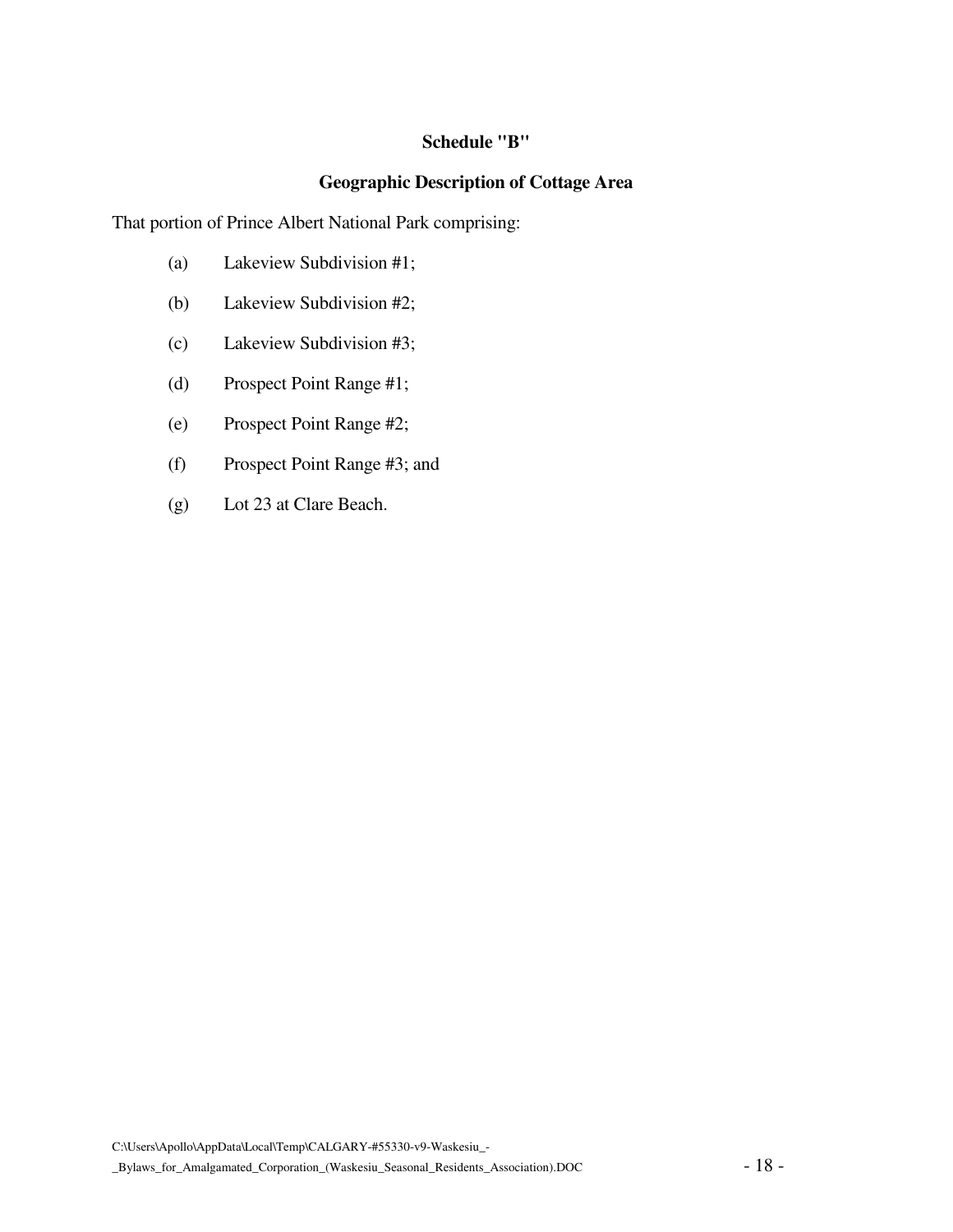## Schedule "B"

## Geographic Description of Cottage Area

That portion of Prince Albert National Park comprising:

(a) Lakeview Subdivision #1;

(b) Lakeview Subdivision #2;

(c) Lakeview Subdivision #3;

(d) Prospect Point Range #1;

(e) Prospect Point Range #2;

(f) Prospect Point Range #3; and

(g) Lot 23 at Clare Beach.

C:\Users\Apollo\AppData\Local\Temp\CALGARY-#55330-v9-Waskesiu_-_Bylaws_for_Amalgamated_Corporation_(Waskesiu_Seasonal_Residents_Association).DOC